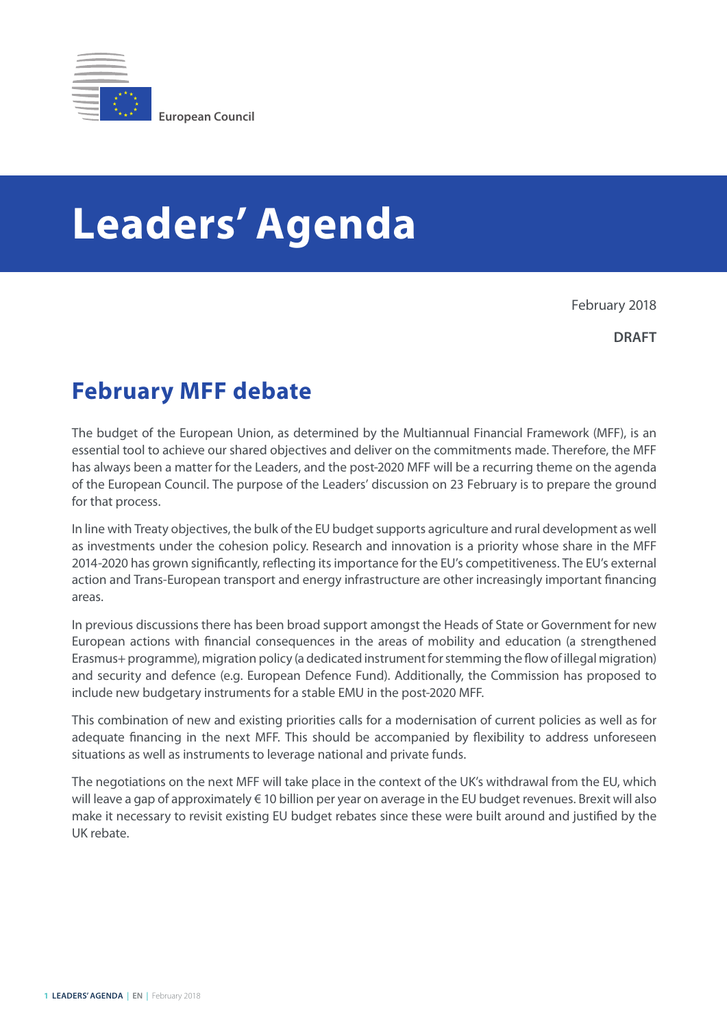European Council

# Leaders' Agenda

February 2018

**DRAFT**

## February MFF debate

The budget of the European Union, as determined by the Multiannual Financial Framework (MFF), is an essential tool to achieve our shared objectives and deliver on the commitments made. Therefore, the MFF has always been a matter for the Leaders, and the post-2020 MFF will be a recurring theme on the agenda of the European Council. The purpose of the Leaders' discussion on 23 February is to prepare the ground for that process.

In line with Treaty objectives, the bulk of the EU budget supports agriculture and rural development as well as investments under the cohesion policy. Research and innovation is a priority whose share in the MFF 2014-2020 has grown significantly, reflecting its importance for the EU's competitiveness. The EU's external action and Trans-European transport and energy infrastructure are other increasingly important financing areas.

In previous discussions there has been broad support amongst the Heads of State or Government for new European actions with financial consequences in the areas of mobility and education (a strengthened Erasmus+ programme), migration policy (a dedicated instrument for stemming the flow of illegal migration) and security and defence (e.g. European Defence Fund). Additionally, the Commission has proposed to include new budgetary instruments for a stable EMU in the post-2020 MFF.

This combination of new and existing priorities calls for a modernisation of current policies as well as for adequate financing in the next MFF. This should be accompanied by flexibility to address unforeseen situations as well as instruments to leverage national and private funds.

The negotiations on the next MFF will take place in the context of the UK's withdrawal from the EU, which will leave a gap of approximately € 10 billion per year on average in the EU budget revenues. Brexit will also make it necessary to revisit existing EU budget rebates since these were built around and justified by the UK rebate.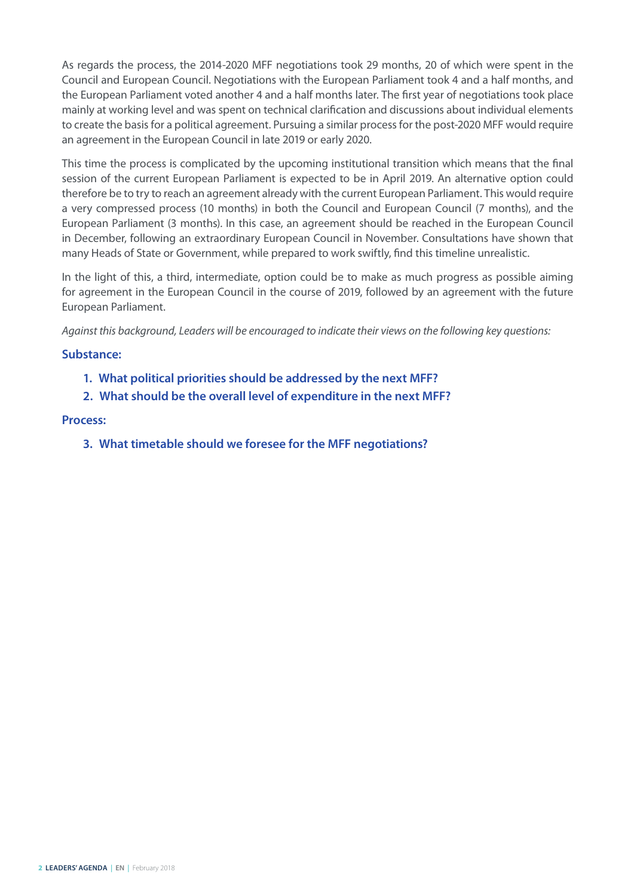As regards the process, the 2014-2020 MFF negotiations took 29 months, 20 of which were spent in the Council and European Council. Negotiations with the European Parliament took 4 and a half months, and the European Parliament voted another 4 and a half months later. The first year of negotiations took place mainly at working level and was spent on technical clarification and discussions about individual elements to create the basis for a political agreement. Pursuing a similar process for the post-2020 MFF would require an agreement in the European Council in late 2019 or early 2020.

This time the process is complicated by the upcoming institutional transition which means that the final session of the current European Parliament is expected to be in April 2019. An alternative option could therefore be to try to reach an agreement already with the current European Parliament. This would require a very compressed process (10 months) in both the Council and European Council (7 months), and the European Parliament (3 months). In this case, an agreement should be reached in the European Council in December, following an extraordinary European Council in November. Consultations have shown that many Heads of State or Government, while prepared to work swiftly, find this timeline unrealistic.

In the light of this, a third, intermediate, option could be to make as much progress as possible aiming for agreement in the European Council in the course of 2019, followed by an agreement with the future European Parliament.

*Against this background, Leaders will be encouraged to indicate their views on the following key questions:*

**Substance:**

1. **What political priorities should be addressed by the next MFF?**
2. **What should be the overall level of expenditure in the next MFF?**

**Process:**

3. **What timetable should we foresee for the MFF negotiations?**